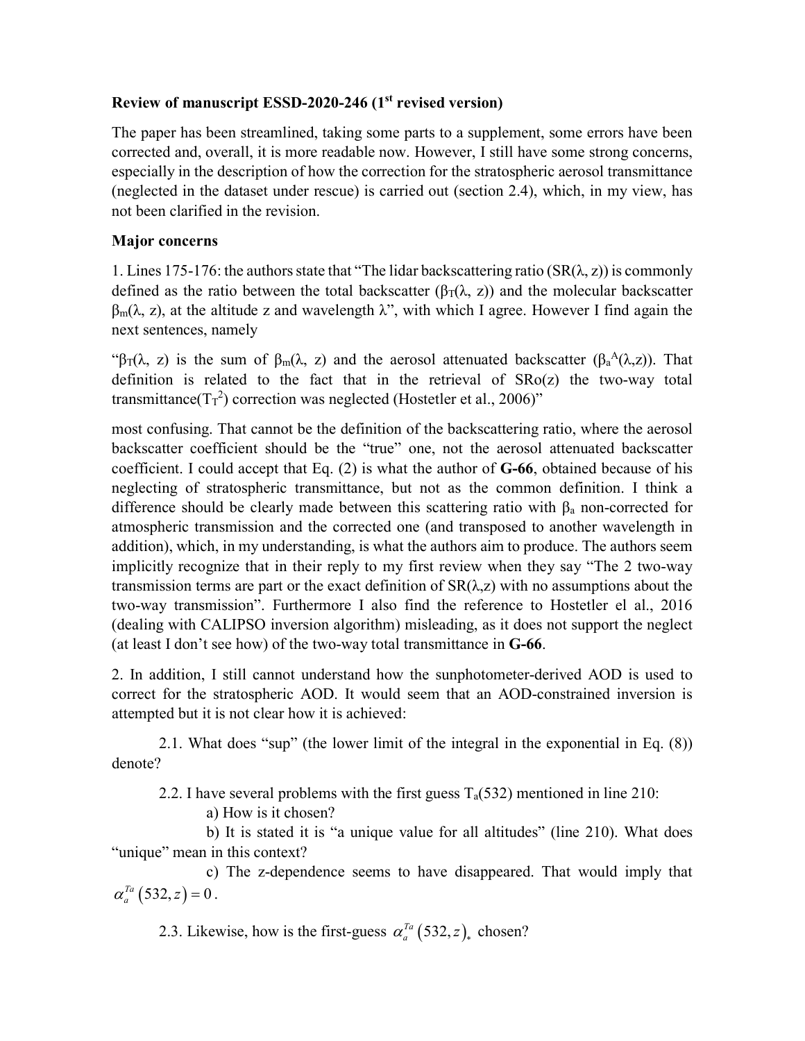**Review of manuscript ESSD-2020-246 (1st revised version)**

The paper has been streamlined, taking some parts to a supplement, some errors have been corrected and, overall, it is more readable now. However, I still have some strong concerns, especially in the description of how the correction for the stratospheric aerosol transmittance (neglected in the dataset under rescue) is carried out (section 2.4), which, in my view, has not been clarified in the revision.

**Major concerns**

1. Lines 175-176: the authors state that "The lidar backscattering ratio ($SR(\lambda, z)$) is commonly defined as the ratio between the total backscatter ($\beta_T(\lambda, z)$) and the molecular backscatter $\beta_m(\lambda, z)$, at the altitude z and wavelength $\lambda$", with which I agree. However I find again the next sentences, namely

"$\beta_T(\lambda, z)$ is the sum of $\beta_m(\lambda, z)$ and the aerosol attenuated backscatter ($\beta_a^A(\lambda,z)$). That definition is related to the fact that in the retrieval of $SRo(z)$ the two-way total transmittance($T_T^2$) correction was neglected (Hostetler et al., 2006)"

most confusing. That cannot be the definition of the backscattering ratio, where the aerosol backscatter coefficient should be the "true" one, not the aerosol attenuated backscatter coefficient. I could accept that Eq. (2) is what the author of **G-66**, obtained because of his neglecting of stratospheric transmittance, but not as the common definition. I think a difference should be clearly made between this scattering ratio with $\beta_a$ non-corrected for atmospheric transmission and the corrected one (and transposed to another wavelength in addition), which, in my understanding, is what the authors aim to produce. The authors seem implicitly recognize that in their reply to my first review when they say "The 2 two-way transmission terms are part or the exact definition of $SR(\lambda,z)$ with no assumptions about the two-way transmission". Furthermore I also find the reference to Hostetler el al., 2016 (dealing with CALIPSO inversion algorithm) misleading, as it does not support the neglect (at least I don't see how) of the two-way total transmittance in **G-66**.

2. In addition, I still cannot understand how the sunphotometer-derived AOD is used to correct for the stratospheric AOD. It would seem that an AOD-constrained inversion is attempted but it is not clear how it is achieved:

2.1. What does "sup" (the lower limit of the integral in the exponential in Eq. (8)) denote?

2.2. I have several problems with the first guess $T_a(532)$ mentioned in line 210:

a) How is it chosen?

b) It is stated it is "a unique value for all altitudes" (line 210). What does "unique" mean in this context?

c) The z-dependence seems to have disappeared. That would imply that $\alpha_a^{Ta}(532, z) = 0$.

2.3. Likewise, how is the first-guess $\alpha_a^{Ta}(532, z)_*$ chosen?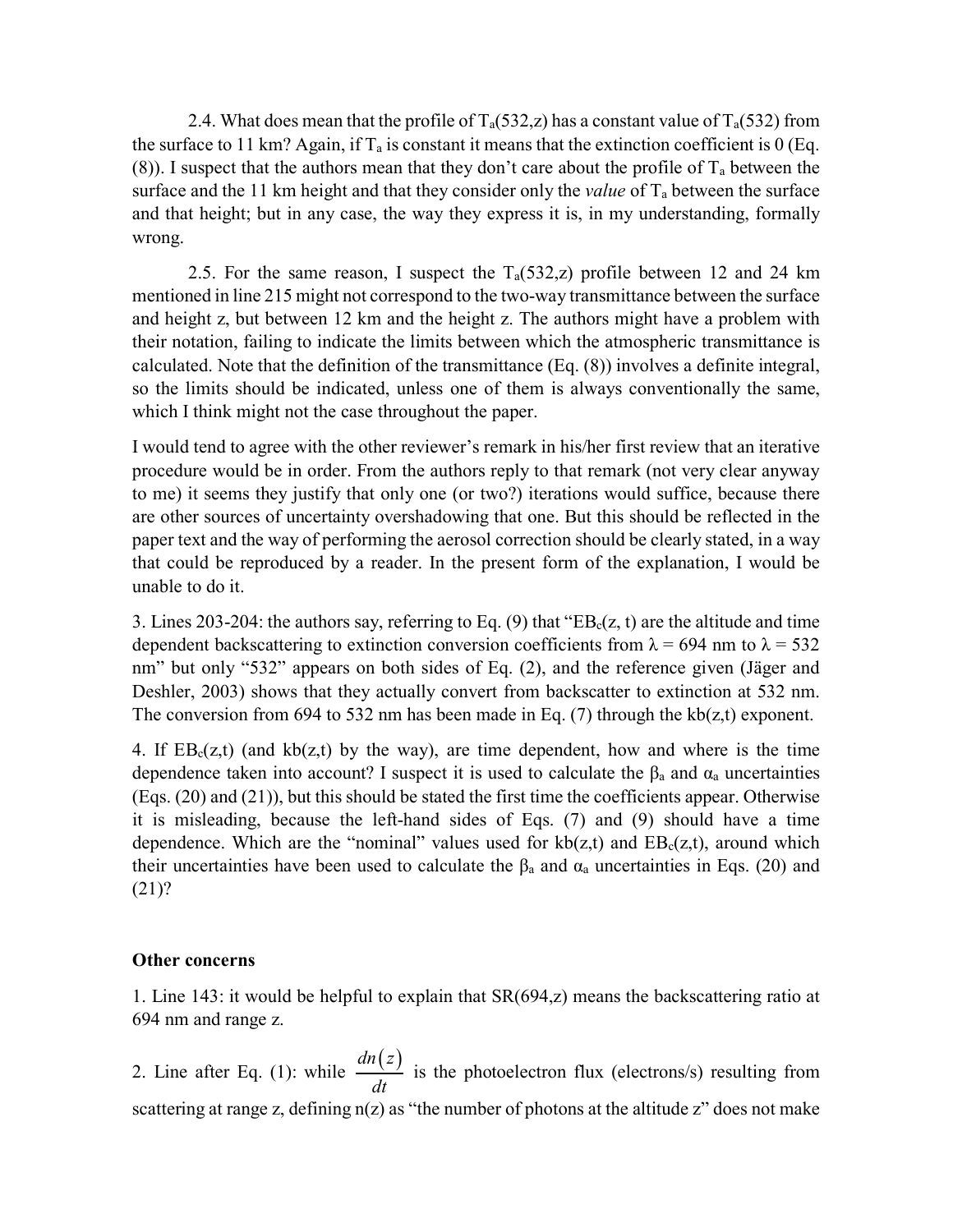2.4. What does mean that the profile of $T_a(532,z)$ has a constant value of $T_a(532)$ from the surface to 11 km? Again, if $T_a$ is constant it means that the extinction coefficient is 0 (Eq. (8)). I suspect that the authors mean that they don't care about the profile of $T_a$ between the surface and the 11 km height and that they consider only the *value* of $T_a$ between the surface and that height; but in any case, the way they express it is, in my understanding, formally wrong.

2.5. For the same reason, I suspect the $T_a(532,z)$ profile between 12 and 24 km mentioned in line 215 might not correspond to the two-way transmittance between the surface and height z, but between 12 km and the height z. The authors might have a problem with their notation, failing to indicate the limits between which the atmospheric transmittance is calculated. Note that the definition of the transmittance (Eq. (8)) involves a definite integral, so the limits should be indicated, unless one of them is always conventionally the same, which I think might not the case throughout the paper.

I would tend to agree with the other reviewer's remark in his/her first review that an iterative procedure would be in order. From the authors reply to that remark (not very clear anyway to me) it seems they justify that only one (or two?) iterations would suffice, because there are other sources of uncertainty overshadowing that one. But this should be reflected in the paper text and the way of performing the aerosol correction should be clearly stated, in a way that could be reproduced by a reader. In the present form of the explanation, I would be unable to do it.

3. Lines 203-204: the authors say, referring to Eq. (9) that "$EB_c(z, t)$ are the altitude and time dependent backscattering to extinction conversion coefficients from $\lambda = 694$ nm to $\lambda = 532$ nm" but only "532" appears on both sides of Eq. (2), and the reference given (Jäger and Deshler, 2003) shows that they actually convert from backscatter to extinction at 532 nm. The conversion from 694 to 532 nm has been made in Eq. (7) through the kb(z,t) exponent.

4. If $EB_c(z,t)$ (and kb(z,t) by the way), are time dependent, how and where is the time dependence taken into account? I suspect it is used to calculate the $\beta_a$ and $\alpha_a$ uncertainties (Eqs. (20) and (21)), but this should be stated the first time the coefficients appear. Otherwise it is misleading, because the left-hand sides of Eqs. (7) and (9) should have a time dependence. Which are the "nominal" values used for kb(z,t) and $EB_c(z,t)$, around which their uncertainties have been used to calculate the $\beta_a$ and $\alpha_a$ uncertainties in Eqs. (20) and (21)?

**Other concerns**

1. Line 143: it would be helpful to explain that SR(694,z) means the backscattering ratio at 694 nm and range z.

2. Line after Eq. (1): while $\frac{dn(z)}{dt}$ is the photoelectron flux (electrons/s) resulting from scattering at range z, defining n(z) as "the number of photons at the altitude z" does not make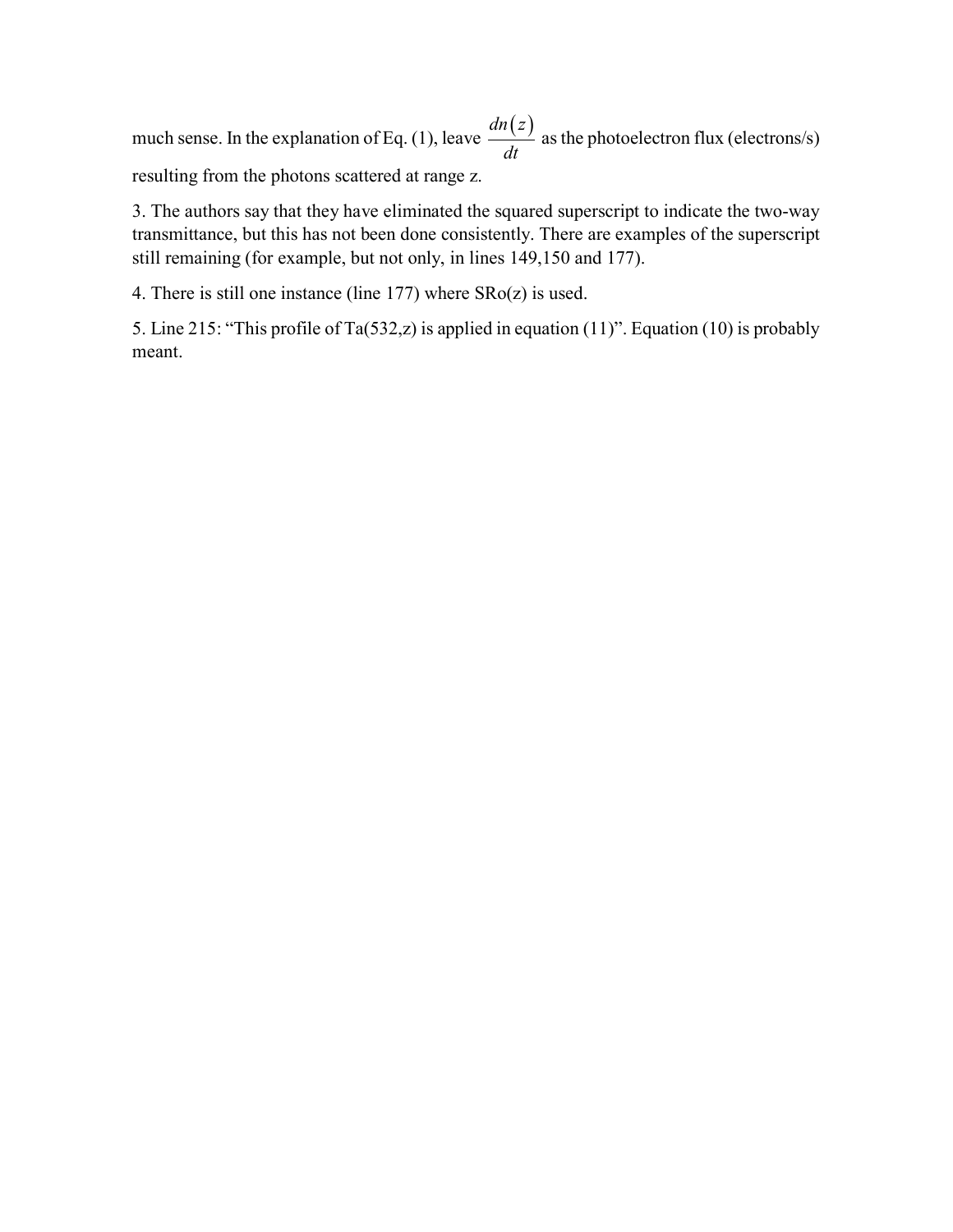much sense. In the explanation of Eq. (1), leave $\frac{dn(z)}{dt}$ as the photoelectron flux (electrons/s) resulting from the photons scattered at range z.

3. The authors say that they have eliminated the squared superscript to indicate the two-way transmittance, but this has not been done consistently. There are examples of the superscript still remaining (for example, but not only, in lines 149,150 and 177).

4. There is still one instance (line 177) where SRo(z) is used.

5. Line 215: "This profile of Ta(532,z) is applied in equation (11)". Equation (10) is probably meant.